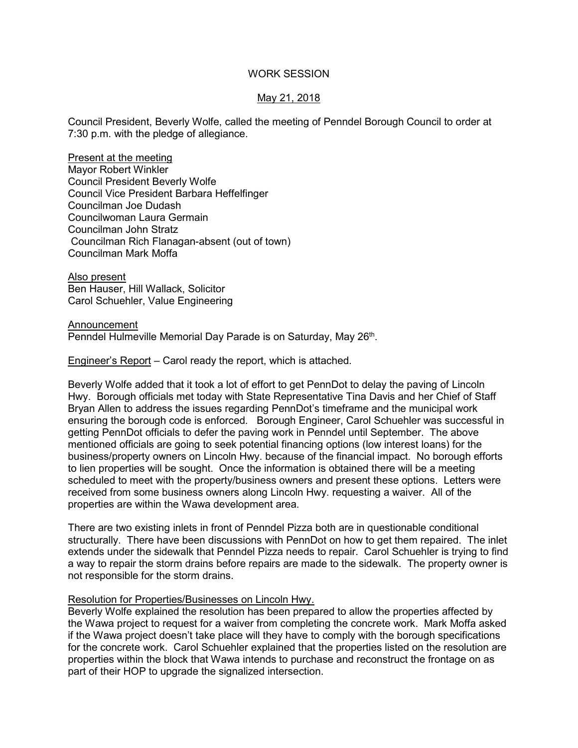# WORK SESSION

## May 21, 2018

Council President, Beverly Wolfe, called the meeting of Penndel Borough Council to order at 7:30 p.m. with the pledge of allegiance.

Present at the meeting
Mayor Robert Winkler
Council President Beverly Wolfe
Council Vice President Barbara Heffelfinger
Councilman Joe Dudash
Councilwoman Laura Germain
Councilman John Stratz
Councilman Rich Flanagan-absent (out of town)
Councilman Mark Moffa

Also present
Ben Hauser, Hill Wallack, Solicitor
Carol Schuehler, Value Engineering

Announcement
Penndel Hulmeville Memorial Day Parade is on Saturday, May 26th.

Engineer's Report – Carol ready the report, which is attached.

Beverly Wolfe added that it took a lot of effort to get PennDot to delay the paving of Lincoln Hwy. Borough officials met today with State Representative Tina Davis and her Chief of Staff Bryan Allen to address the issues regarding PennDot's timeframe and the municipal work ensuring the borough code is enforced. Borough Engineer, Carol Schuehler was successful in getting PennDot officials to defer the paving work in Penndel until September. The above mentioned officials are going to seek potential financing options (low interest loans) for the business/property owners on Lincoln Hwy. because of the financial impact. No borough efforts to lien properties will be sought. Once the information is obtained there will be a meeting scheduled to meet with the property/business owners and present these options. Letters were received from some business owners along Lincoln Hwy. requesting a waiver. All of the properties are within the Wawa development area.

There are two existing inlets in front of Penndel Pizza both are in questionable conditional structurally. There have been discussions with PennDot on how to get them repaired. The inlet extends under the sidewalk that Penndel Pizza needs to repair. Carol Schuehler is trying to find a way to repair the storm drains before repairs are made to the sidewalk. The property owner is not responsible for the storm drains.

Resolution for Properties/Businesses on Lincoln Hwy.
Beverly Wolfe explained the resolution has been prepared to allow the properties affected by the Wawa project to request for a waiver from completing the concrete work. Mark Moffa asked if the Wawa project doesn't take place will they have to comply with the borough specifications for the concrete work. Carol Schuehler explained that the properties listed on the resolution are properties within the block that Wawa intends to purchase and reconstruct the frontage on as part of their HOP to upgrade the signalized intersection.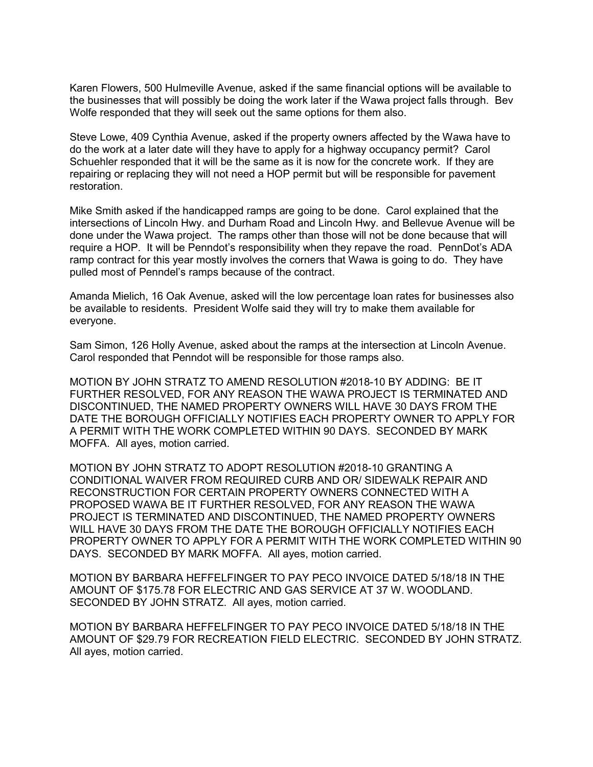Karen Flowers, 500 Hulmeville Avenue, asked if the same financial options will be available to the businesses that will possibly be doing the work later if the Wawa project falls through. Bev Wolfe responded that they will seek out the same options for them also.

Steve Lowe, 409 Cynthia Avenue, asked if the property owners affected by the Wawa have to do the work at a later date will they have to apply for a highway occupancy permit? Carol Schuehler responded that it will be the same as it is now for the concrete work. If they are repairing or replacing they will not need a HOP permit but will be responsible for pavement restoration.

Mike Smith asked if the handicapped ramps are going to be done. Carol explained that the intersections of Lincoln Hwy. and Durham Road and Lincoln Hwy. and Bellevue Avenue will be done under the Wawa project. The ramps other than those will not be done because that will require a HOP. It will be Penndot's responsibility when they repave the road. PennDot's ADA ramp contract for this year mostly involves the corners that Wawa is going to do. They have pulled most of Penndel's ramps because of the contract.

Amanda Mielich, 16 Oak Avenue, asked will the low percentage loan rates for businesses also be available to residents. President Wolfe said they will try to make them available for everyone.

Sam Simon, 126 Holly Avenue, asked about the ramps at the intersection at Lincoln Avenue. Carol responded that Penndot will be responsible for those ramps also.

MOTION BY JOHN STRATZ TO AMEND RESOLUTION #2018-10 BY ADDING: BE IT FURTHER RESOLVED, FOR ANY REASON THE WAWA PROJECT IS TERMINATED AND DISCONTINUED, THE NAMED PROPERTY OWNERS WILL HAVE 30 DAYS FROM THE DATE THE BOROUGH OFFICIALLY NOTIFIES EACH PROPERTY OWNER TO APPLY FOR A PERMIT WITH THE WORK COMPLETED WITHIN 90 DAYS. SECONDED BY MARK MOFFA. All ayes, motion carried.

MOTION BY JOHN STRATZ TO ADOPT RESOLUTION #2018-10 GRANTING A CONDITIONAL WAIVER FROM REQUIRED CURB AND OR/ SIDEWALK REPAIR AND RECONSTRUCTION FOR CERTAIN PROPERTY OWNERS CONNECTED WITH A PROPOSED WAWA BE IT FURTHER RESOLVED, FOR ANY REASON THE WAWA PROJECT IS TERMINATED AND DISCONTINUED, THE NAMED PROPERTY OWNERS WILL HAVE 30 DAYS FROM THE DATE THE BOROUGH OFFICIALLY NOTIFIES EACH PROPERTY OWNER TO APPLY FOR A PERMIT WITH THE WORK COMPLETED WITHIN 90 DAYS. SECONDED BY MARK MOFFA. All ayes, motion carried.

MOTION BY BARBARA HEFFELFINGER TO PAY PECO INVOICE DATED 5/18/18 IN THE AMOUNT OF $175.78 FOR ELECTRIC AND GAS SERVICE AT 37 W. WOODLAND. SECONDED BY JOHN STRATZ. All ayes, motion carried.

MOTION BY BARBARA HEFFELFINGER TO PAY PECO INVOICE DATED 5/18/18 IN THE AMOUNT OF $29.79 FOR RECREATION FIELD ELECTRIC. SECONDED BY JOHN STRATZ. All ayes, motion carried.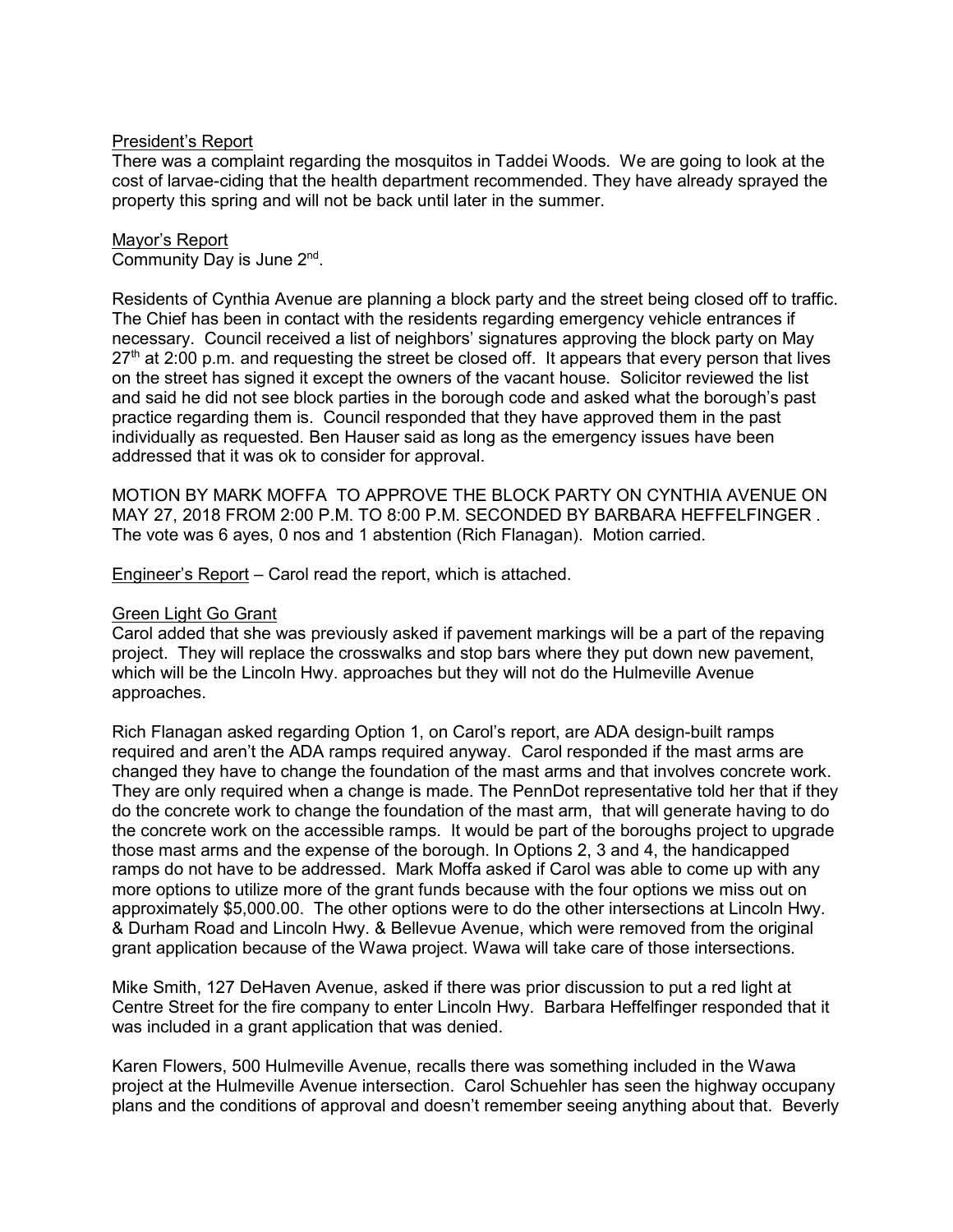President's Report

There was a complaint regarding the mosquitos in Taddei Woods. We are going to look at the cost of larvae-ciding that the health department recommended. They have already sprayed the property this spring and will not be back until later in the summer.

Mayor's Report

Community Day is June 2nd.

Residents of Cynthia Avenue are planning a block party and the street being closed off to traffic. The Chief has been in contact with the residents regarding emergency vehicle entrances if necessary. Council received a list of neighbors' signatures approving the block party on May 27th at 2:00 p.m. and requesting the street be closed off. It appears that every person that lives on the street has signed it except the owners of the vacant house. Solicitor reviewed the list and said he did not see block parties in the borough code and asked what the borough's past practice regarding them is. Council responded that they have approved them in the past individually as requested. Ben Hauser said as long as the emergency issues have been addressed that it was ok to consider for approval.

MOTION BY MARK MOFFA TO APPROVE THE BLOCK PARTY ON CYNTHIA AVENUE ON MAY 27, 2018 FROM 2:00 P.M. TO 8:00 P.M. SECONDED BY BARBARA HEFFELFINGER . The vote was 6 ayes, 0 nos and 1 abstention (Rich Flanagan). Motion carried.

Engineer's Report – Carol read the report, which is attached.

Green Light Go Grant

Carol added that she was previously asked if pavement markings will be a part of the repaving project. They will replace the crosswalks and stop bars where they put down new pavement, which will be the Lincoln Hwy. approaches but they will not do the Hulmeville Avenue approaches.

Rich Flanagan asked regarding Option 1, on Carol's report, are ADA design-built ramps required and aren't the ADA ramps required anyway. Carol responded if the mast arms are changed they have to change the foundation of the mast arms and that involves concrete work. They are only required when a change is made. The PennDot representative told her that if they do the concrete work to change the foundation of the mast arm, that will generate having to do the concrete work on the accessible ramps. It would be part of the boroughs project to upgrade those mast arms and the expense of the borough. In Options 2, 3 and 4, the handicapped ramps do not have to be addressed. Mark Moffa asked if Carol was able to come up with any more options to utilize more of the grant funds because with the four options we miss out on approximately $5,000.00. The other options were to do the other intersections at Lincoln Hwy. & Durham Road and Lincoln Hwy. & Bellevue Avenue, which were removed from the original grant application because of the Wawa project. Wawa will take care of those intersections.

Mike Smith, 127 DeHaven Avenue, asked if there was prior discussion to put a red light at Centre Street for the fire company to enter Lincoln Hwy. Barbara Heffelfinger responded that it was included in a grant application that was denied.

Karen Flowers, 500 Hulmeville Avenue, recalls there was something included in the Wawa project at the Hulmeville Avenue intersection. Carol Schuehler has seen the highway occupany plans and the conditions of approval and doesn't remember seeing anything about that. Beverly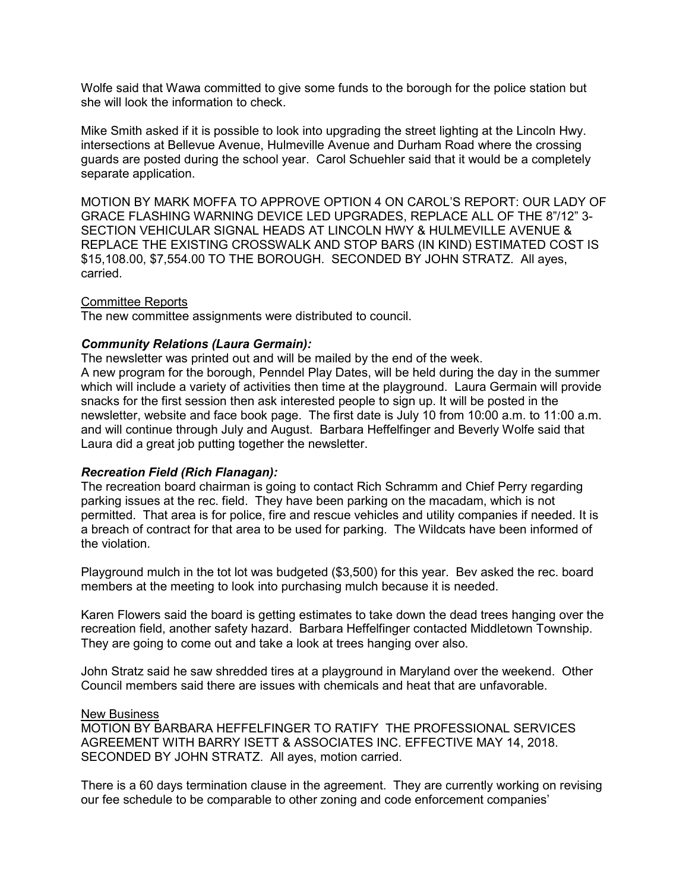Wolfe said that Wawa committed to give some funds to the borough for the police station but she will look the information to check.

Mike Smith asked if it is possible to look into upgrading the street lighting at the Lincoln Hwy. intersections at Bellevue Avenue, Hulmeville Avenue and Durham Road where the crossing guards are posted during the school year. Carol Schuehler said that it would be a completely separate application.

MOTION BY MARK MOFFA TO APPROVE OPTION 4 ON CAROL'S REPORT: OUR LADY OF GRACE FLASHING WARNING DEVICE LED UPGRADES, REPLACE ALL OF THE 8"/12" 3-SECTION VEHICULAR SIGNAL HEADS AT LINCOLN HWY & HULMEVILLE AVENUE & REPLACE THE EXISTING CROSSWALK AND STOP BARS (IN KIND) ESTIMATED COST IS $15,108.00, $7,554.00 TO THE BOROUGH. SECONDED BY JOHN STRATZ. All ayes, carried.

Committee Reports

The new committee assignments were distributed to council.

***Community Relations (Laura Germain):***

The newsletter was printed out and will be mailed by the end of the week.
A new program for the borough, Penndel Play Dates, will be held during the day in the summer which will include a variety of activities then time at the playground. Laura Germain will provide snacks for the first session then ask interested people to sign up. It will be posted in the newsletter, website and face book page. The first date is July 10 from 10:00 a.m. to 11:00 a.m. and will continue through July and August. Barbara Heffelfinger and Beverly Wolfe said that Laura did a great job putting together the newsletter.

***Recreation Field (Rich Flanagan):***

The recreation board chairman is going to contact Rich Schramm and Chief Perry regarding parking issues at the rec. field. They have been parking on the macadam, which is not permitted. That area is for police, fire and rescue vehicles and utility companies if needed. It is a breach of contract for that area to be used for parking. The Wildcats have been informed of the violation.

Playground mulch in the tot lot was budgeted ($3,500) for this year. Bev asked the rec. board members at the meeting to look into purchasing mulch because it is needed.

Karen Flowers said the board is getting estimates to take down the dead trees hanging over the recreation field, another safety hazard. Barbara Heffelfinger contacted Middletown Township. They are going to come out and take a look at trees hanging over also.

John Stratz said he saw shredded tires at a playground in Maryland over the weekend. Other Council members said there are issues with chemicals and heat that are unfavorable.

New Business

MOTION BY BARBARA HEFFELFINGER TO RATIFY THE PROFESSIONAL SERVICES AGREEMENT WITH BARRY ISETT & ASSOCIATES INC. EFFECTIVE MAY 14, 2018. SECONDED BY JOHN STRATZ. All ayes, motion carried.

There is a 60 days termination clause in the agreement. They are currently working on revising our fee schedule to be comparable to other zoning and code enforcement companies'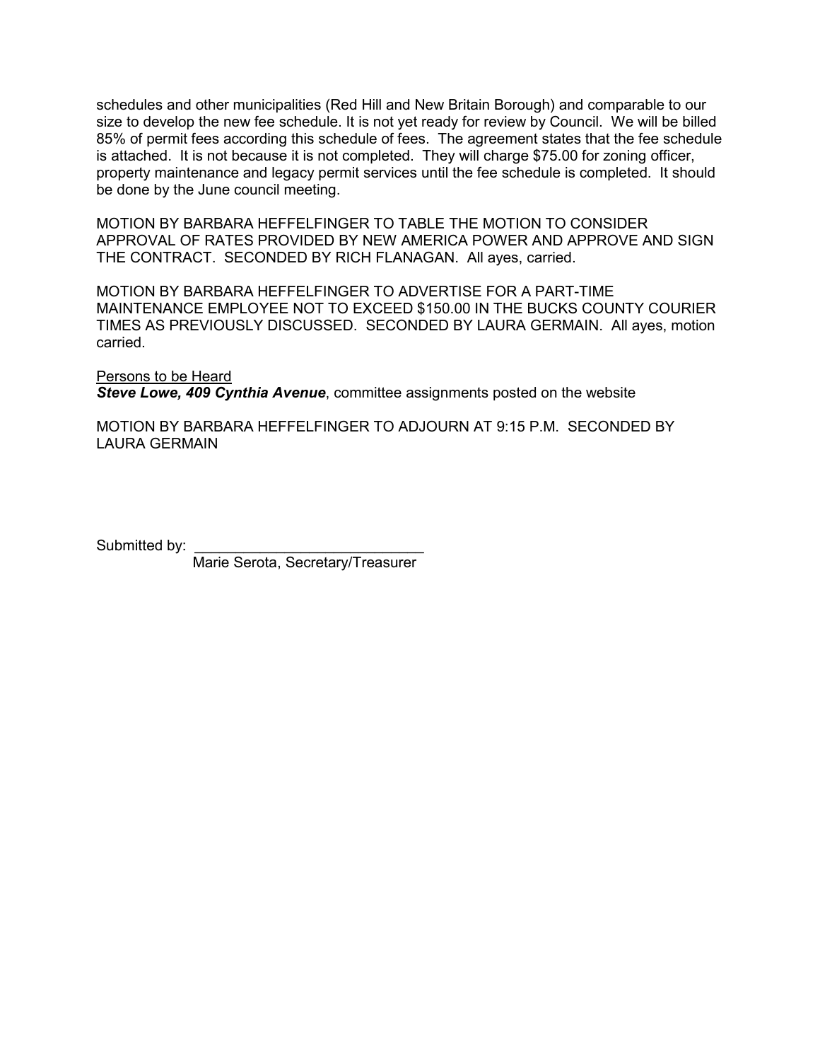schedules and other municipalities (Red Hill and New Britain Borough) and comparable to our size to develop the new fee schedule. It is not yet ready for review by Council. We will be billed 85% of permit fees according this schedule of fees. The agreement states that the fee schedule is attached. It is not because it is not completed. They will charge $75.00 for zoning officer, property maintenance and legacy permit services until the fee schedule is completed. It should be done by the June council meeting.

MOTION BY BARBARA HEFFELFINGER TO TABLE THE MOTION TO CONSIDER APPROVAL OF RATES PROVIDED BY NEW AMERICA POWER AND APPROVE AND SIGN THE CONTRACT. SECONDED BY RICH FLANAGAN. All ayes, carried.

MOTION BY BARBARA HEFFELFINGER TO ADVERTISE FOR A PART-TIME MAINTENANCE EMPLOYEE NOT TO EXCEED $150.00 IN THE BUCKS COUNTY COURIER TIMES AS PREVIOUSLY DISCUSSED. SECONDED BY LAURA GERMAIN. All ayes, motion carried.

<u>Persons to be Heard</u>
***Steve Lowe, 409 Cynthia Avenue***, committee assignments posted on the website

MOTION BY BARBARA HEFFELFINGER TO ADJOURN AT 9:15 P.M. SECONDED BY LAURA GERMAIN

Submitted by: ___________________________
Marie Serota, Secretary/Treasurer